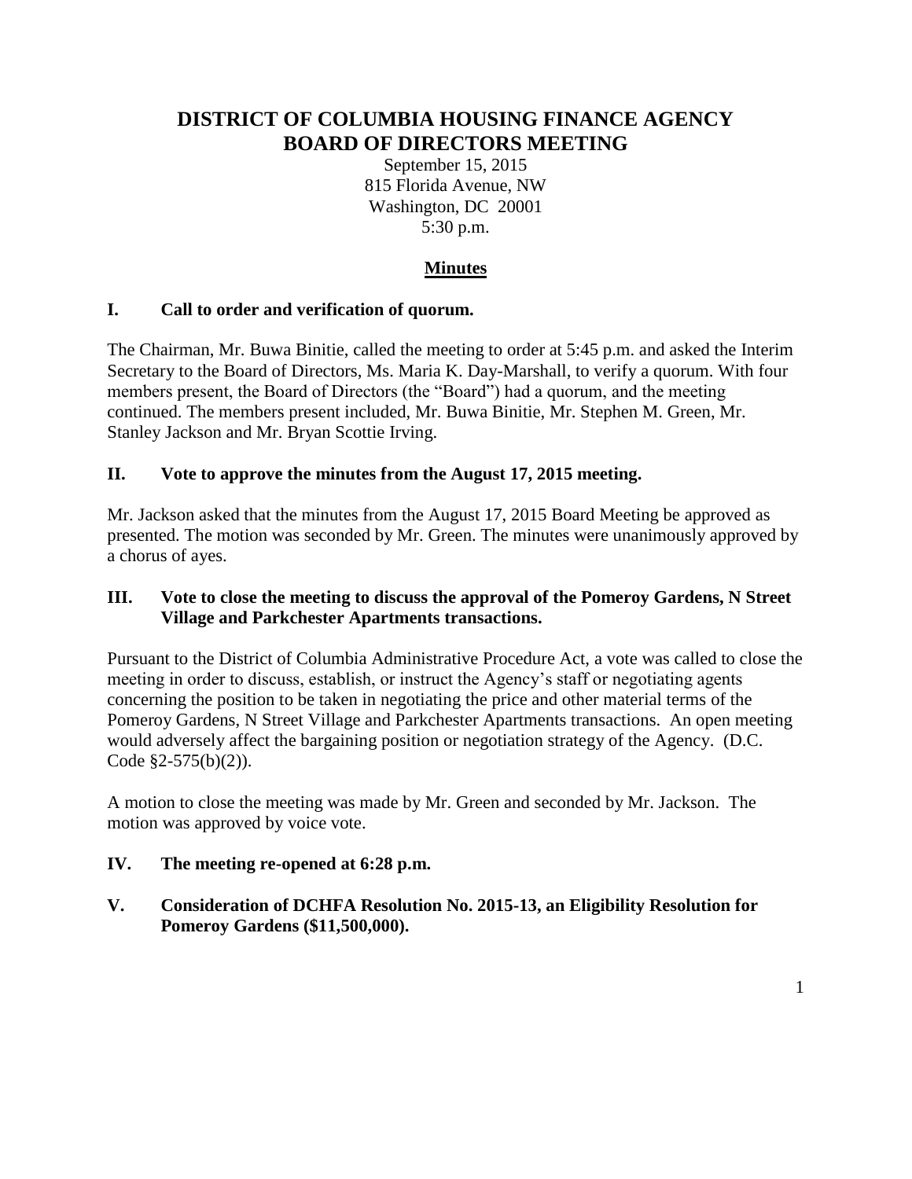# DISTRICT OF COLUMBIA HOUSING FINANCE AGENCY BOARD OF DIRECTORS MEETING

September 15, 2015
815 Florida Avenue, NW
Washington, DC 20001
5:30 p.m.

## Minutes

### I. Call to order and verification of quorum.

The Chairman, Mr. Buwa Binitie, called the meeting to order at 5:45 p.m. and asked the Interim Secretary to the Board of Directors, Ms. Maria K. Day-Marshall, to verify a quorum. With four members present, the Board of Directors (the "Board") had a quorum, and the meeting continued. The members present included, Mr. Buwa Binitie, Mr. Stephen M. Green, Mr. Stanley Jackson and Mr. Bryan Scottie Irving.

### II. Vote to approve the minutes from the August 17, 2015 meeting.

Mr. Jackson asked that the minutes from the August 17, 2015 Board Meeting be approved as presented. The motion was seconded by Mr. Green. The minutes were unanimously approved by a chorus of ayes.

### III. Vote to close the meeting to discuss the approval of the Pomeroy Gardens, N Street Village and Parkchester Apartments transactions.

Pursuant to the District of Columbia Administrative Procedure Act, a vote was called to close the meeting in order to discuss, establish, or instruct the Agency's staff or negotiating agents concerning the position to be taken in negotiating the price and other material terms of the Pomeroy Gardens, N Street Village and Parkchester Apartments transactions. An open meeting would adversely affect the bargaining position or negotiation strategy of the Agency. (D.C. Code §2-575(b)(2)).

A motion to close the meeting was made by Mr. Green and seconded by Mr. Jackson. The motion was approved by voice vote.

### IV. The meeting re-opened at 6:28 p.m.

### V. Consideration of DCHFA Resolution No. 2015-13, an Eligibility Resolution for Pomeroy Gardens ($11,500,000).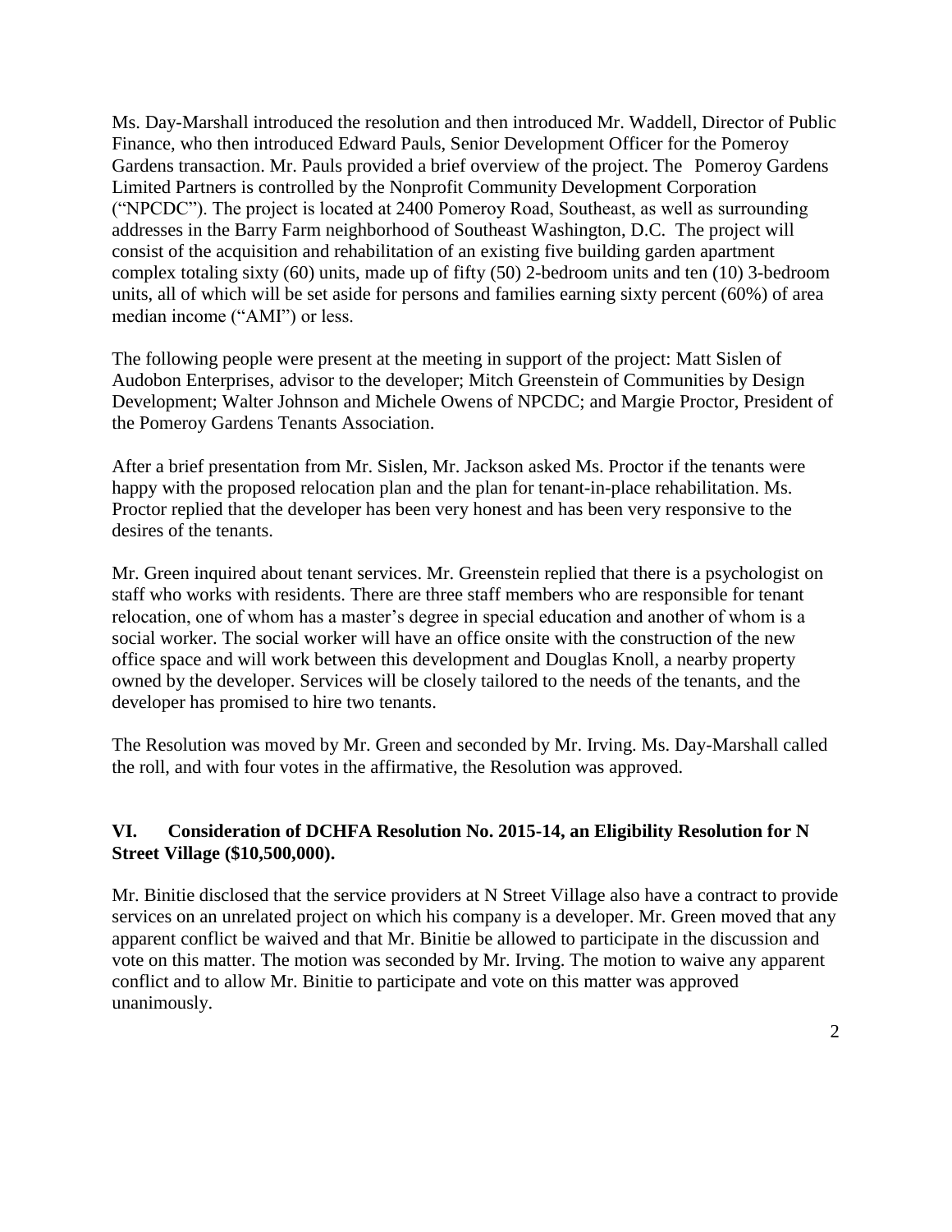Ms. Day-Marshall introduced the resolution and then introduced Mr. Waddell, Director of Public Finance, who then introduced Edward Pauls, Senior Development Officer for the Pomeroy Gardens transaction. Mr. Pauls provided a brief overview of the project. The Pomeroy Gardens Limited Partners is controlled by the Nonprofit Community Development Corporation ("NPCDC"). The project is located at 2400 Pomeroy Road, Southeast, as well as surrounding addresses in the Barry Farm neighborhood of Southeast Washington, D.C. The project will consist of the acquisition and rehabilitation of an existing five building garden apartment complex totaling sixty (60) units, made up of fifty (50) 2-bedroom units and ten (10) 3-bedroom units, all of which will be set aside for persons and families earning sixty percent (60%) of area median income ("AMI") or less.

The following people were present at the meeting in support of the project: Matt Sislen of Audobon Enterprises, advisor to the developer; Mitch Greenstein of Communities by Design Development; Walter Johnson and Michele Owens of NPCDC; and Margie Proctor, President of the Pomeroy Gardens Tenants Association.

After a brief presentation from Mr. Sislen, Mr. Jackson asked Ms. Proctor if the tenants were happy with the proposed relocation plan and the plan for tenant-in-place rehabilitation. Ms. Proctor replied that the developer has been very honest and has been very responsive to the desires of the tenants.

Mr. Green inquired about tenant services. Mr. Greenstein replied that there is a psychologist on staff who works with residents. There are three staff members who are responsible for tenant relocation, one of whom has a master's degree in special education and another of whom is a social worker. The social worker will have an office onsite with the construction of the new office space and will work between this development and Douglas Knoll, a nearby property owned by the developer. Services will be closely tailored to the needs of the tenants, and the developer has promised to hire two tenants.

The Resolution was moved by Mr. Green and seconded by Mr. Irving. Ms. Day-Marshall called the roll, and with four votes in the affirmative, the Resolution was approved.

## VI. Consideration of DCHFA Resolution No. 2015-14, an Eligibility Resolution for N Street Village ($10,500,000).

Mr. Binitie disclosed that the service providers at N Street Village also have a contract to provide services on an unrelated project on which his company is a developer. Mr. Green moved that any apparent conflict be waived and that Mr. Binitie be allowed to participate in the discussion and vote on this matter. The motion was seconded by Mr. Irving. The motion to waive any apparent conflict and to allow Mr. Binitie to participate and vote on this matter was approved unanimously.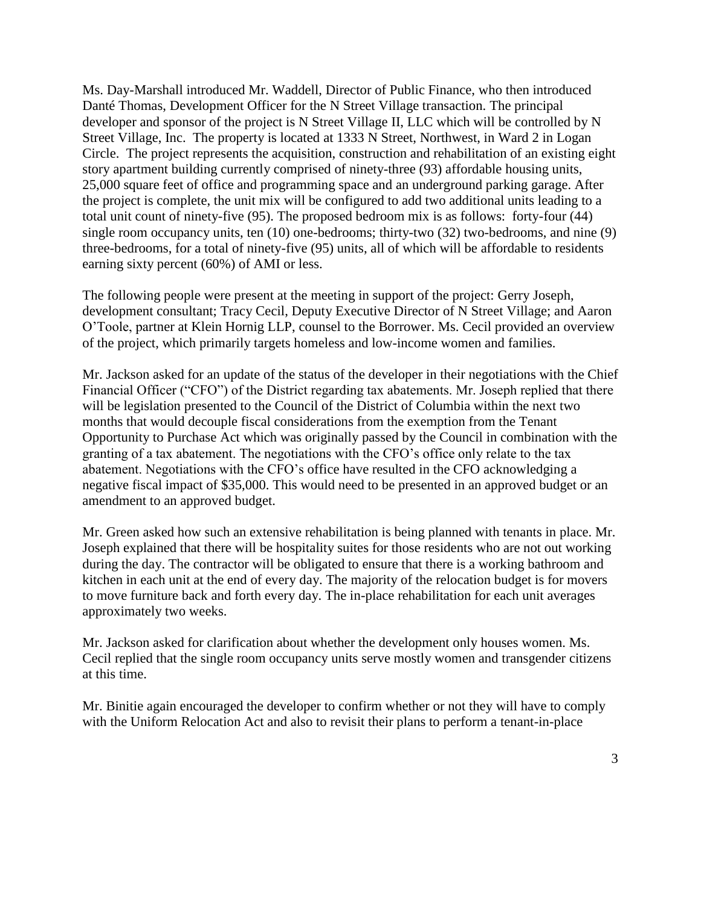Ms. Day-Marshall introduced Mr. Waddell, Director of Public Finance, who then introduced Danté Thomas, Development Officer for the N Street Village transaction. The principal developer and sponsor of the project is N Street Village II, LLC which will be controlled by N Street Village, Inc. The property is located at 1333 N Street, Northwest, in Ward 2 in Logan Circle. The project represents the acquisition, construction and rehabilitation of an existing eight story apartment building currently comprised of ninety-three (93) affordable housing units, 25,000 square feet of office and programming space and an underground parking garage. After the project is complete, the unit mix will be configured to add two additional units leading to a total unit count of ninety-five (95). The proposed bedroom mix is as follows: forty-four (44) single room occupancy units, ten (10) one-bedrooms; thirty-two (32) two-bedrooms, and nine (9) three-bedrooms, for a total of ninety-five (95) units, all of which will be affordable to residents earning sixty percent (60%) of AMI or less.

The following people were present at the meeting in support of the project: Gerry Joseph, development consultant; Tracy Cecil, Deputy Executive Director of N Street Village; and Aaron O'Toole, partner at Klein Hornig LLP, counsel to the Borrower. Ms. Cecil provided an overview of the project, which primarily targets homeless and low-income women and families.

Mr. Jackson asked for an update of the status of the developer in their negotiations with the Chief Financial Officer ("CFO") of the District regarding tax abatements. Mr. Joseph replied that there will be legislation presented to the Council of the District of Columbia within the next two months that would decouple fiscal considerations from the exemption from the Tenant Opportunity to Purchase Act which was originally passed by the Council in combination with the granting of a tax abatement. The negotiations with the CFO's office only relate to the tax abatement. Negotiations with the CFO's office have resulted in the CFO acknowledging a negative fiscal impact of $35,000. This would need to be presented in an approved budget or an amendment to an approved budget.

Mr. Green asked how such an extensive rehabilitation is being planned with tenants in place. Mr. Joseph explained that there will be hospitality suites for those residents who are not out working during the day. The contractor will be obligated to ensure that there is a working bathroom and kitchen in each unit at the end of every day. The majority of the relocation budget is for movers to move furniture back and forth every day. The in-place rehabilitation for each unit averages approximately two weeks.

Mr. Jackson asked for clarification about whether the development only houses women. Ms. Cecil replied that the single room occupancy units serve mostly women and transgender citizens at this time.

Mr. Binitie again encouraged the developer to confirm whether or not they will have to comply with the Uniform Relocation Act and also to revisit their plans to perform a tenant-in-place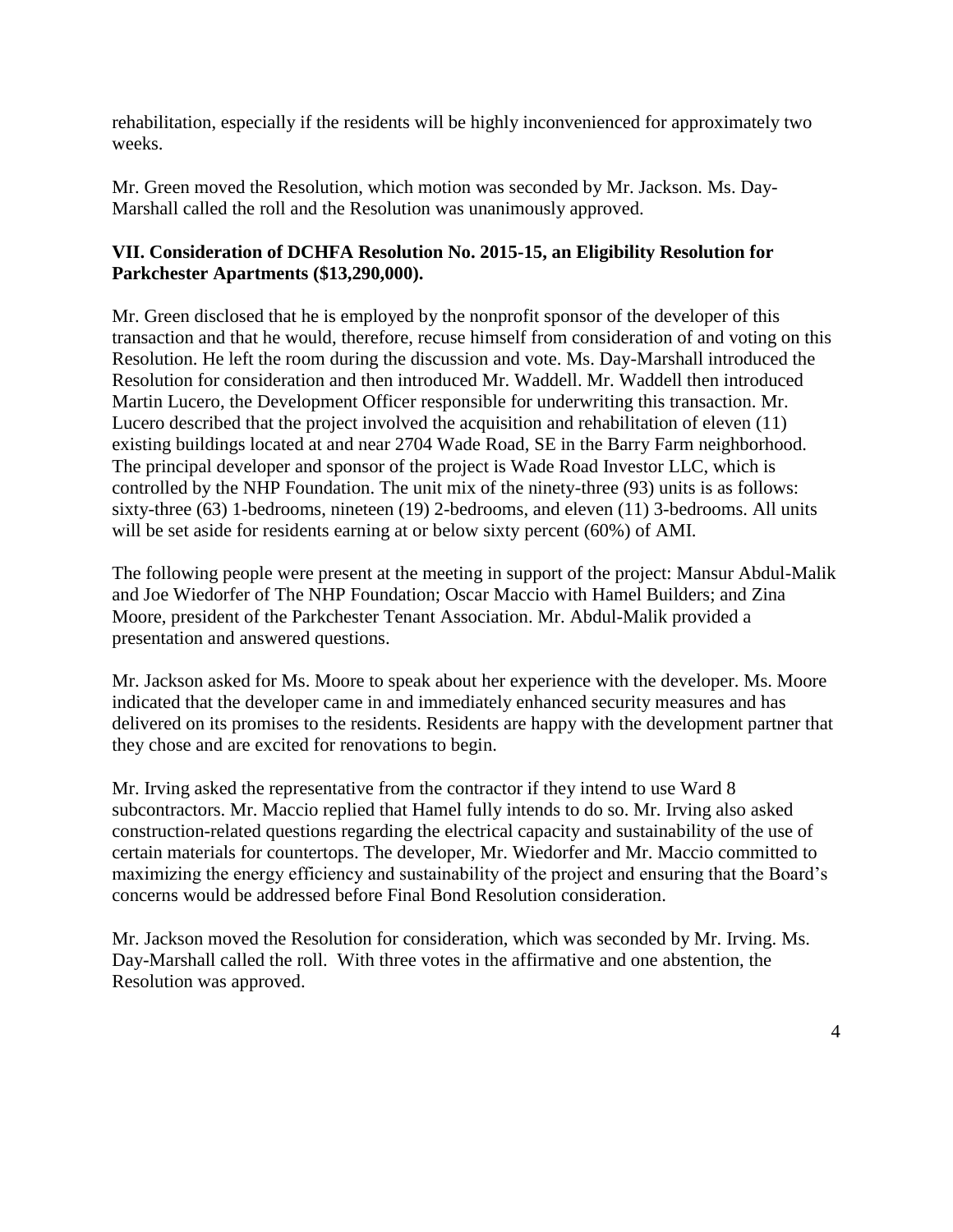rehabilitation, especially if the residents will be highly inconvenienced for approximately two weeks.

Mr. Green moved the Resolution, which motion was seconded by Mr. Jackson. Ms. Day-Marshall called the roll and the Resolution was unanimously approved.

**VII. Consideration of DCHFA Resolution No. 2015-15, an Eligibility Resolution for Parkchester Apartments ($13,290,000).**

Mr. Green disclosed that he is employed by the nonprofit sponsor of the developer of this transaction and that he would, therefore, recuse himself from consideration of and voting on this Resolution. He left the room during the discussion and vote. Ms. Day-Marshall introduced the Resolution for consideration and then introduced Mr. Waddell. Mr. Waddell then introduced Martin Lucero, the Development Officer responsible for underwriting this transaction. Mr. Lucero described that the project involved the acquisition and rehabilitation of eleven (11) existing buildings located at and near 2704 Wade Road, SE in the Barry Farm neighborhood. The principal developer and sponsor of the project is Wade Road Investor LLC, which is controlled by the NHP Foundation. The unit mix of the ninety-three (93) units is as follows: sixty-three (63) 1-bedrooms, nineteen (19) 2-bedrooms, and eleven (11) 3-bedrooms. All units will be set aside for residents earning at or below sixty percent (60%) of AMI.

The following people were present at the meeting in support of the project: Mansur Abdul-Malik and Joe Wiedorfer of The NHP Foundation; Oscar Maccio with Hamel Builders; and Zina Moore, president of the Parkchester Tenant Association. Mr. Abdul-Malik provided a presentation and answered questions.

Mr. Jackson asked for Ms. Moore to speak about her experience with the developer. Ms. Moore indicated that the developer came in and immediately enhanced security measures and has delivered on its promises to the residents. Residents are happy with the development partner that they chose and are excited for renovations to begin.

Mr. Irving asked the representative from the contractor if they intend to use Ward 8 subcontractors. Mr. Maccio replied that Hamel fully intends to do so. Mr. Irving also asked construction-related questions regarding the electrical capacity and sustainability of the use of certain materials for countertops. The developer, Mr. Wiedorfer and Mr. Maccio committed to maximizing the energy efficiency and sustainability of the project and ensuring that the Board's concerns would be addressed before Final Bond Resolution consideration.

Mr. Jackson moved the Resolution for consideration, which was seconded by Mr. Irving. Ms. Day-Marshall called the roll. With three votes in the affirmative and one abstention, the Resolution was approved.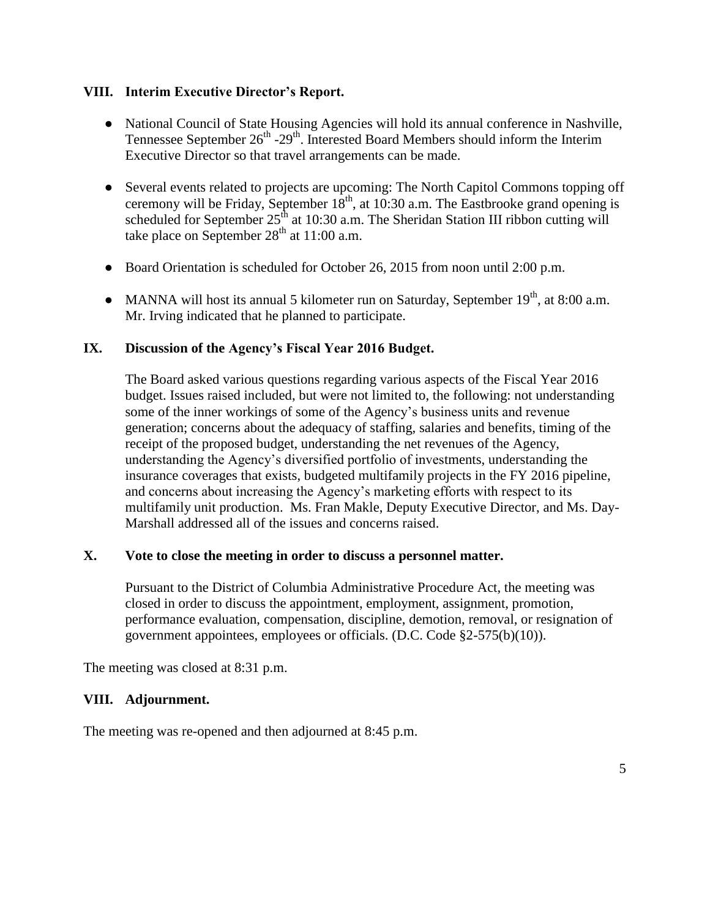### VIII. Interim Executive Director's Report.

- National Council of State Housing Agencies will hold its annual conference in Nashville, Tennessee September 26th -29th. Interested Board Members should inform the Interim Executive Director so that travel arrangements can be made.

- Several events related to projects are upcoming: The North Capitol Commons topping off ceremony will be Friday, September 18th, at 10:30 a.m. The Eastbrooke grand opening is scheduled for September 25th at 10:30 a.m. The Sheridan Station III ribbon cutting will take place on September 28th at 11:00 a.m.

- Board Orientation is scheduled for October 26, 2015 from noon until 2:00 p.m.

- MANNA will host its annual 5 kilometer run on Saturday, September 19th, at 8:00 a.m. Mr. Irving indicated that he planned to participate.

### IX. Discussion of the Agency's Fiscal Year 2016 Budget.

The Board asked various questions regarding various aspects of the Fiscal Year 2016 budget. Issues raised included, but were not limited to, the following: not understanding some of the inner workings of some of the Agency's business units and revenue generation; concerns about the adequacy of staffing, salaries and benefits, timing of the receipt of the proposed budget, understanding the net revenues of the Agency, understanding the Agency's diversified portfolio of investments, understanding the insurance coverages that exists, budgeted multifamily projects in the FY 2016 pipeline, and concerns about increasing the Agency's marketing efforts with respect to its multifamily unit production. Ms. Fran Makle, Deputy Executive Director, and Ms. Day-Marshall addressed all of the issues and concerns raised.

### X. Vote to close the meeting in order to discuss a personnel matter.

Pursuant to the District of Columbia Administrative Procedure Act, the meeting was closed in order to discuss the appointment, employment, assignment, promotion, performance evaluation, compensation, discipline, demotion, removal, or resignation of government appointees, employees or officials. (D.C. Code §2-575(b)(10)).

The meeting was closed at 8:31 p.m.

### VIII. Adjournment.

The meeting was re-opened and then adjourned at 8:45 p.m.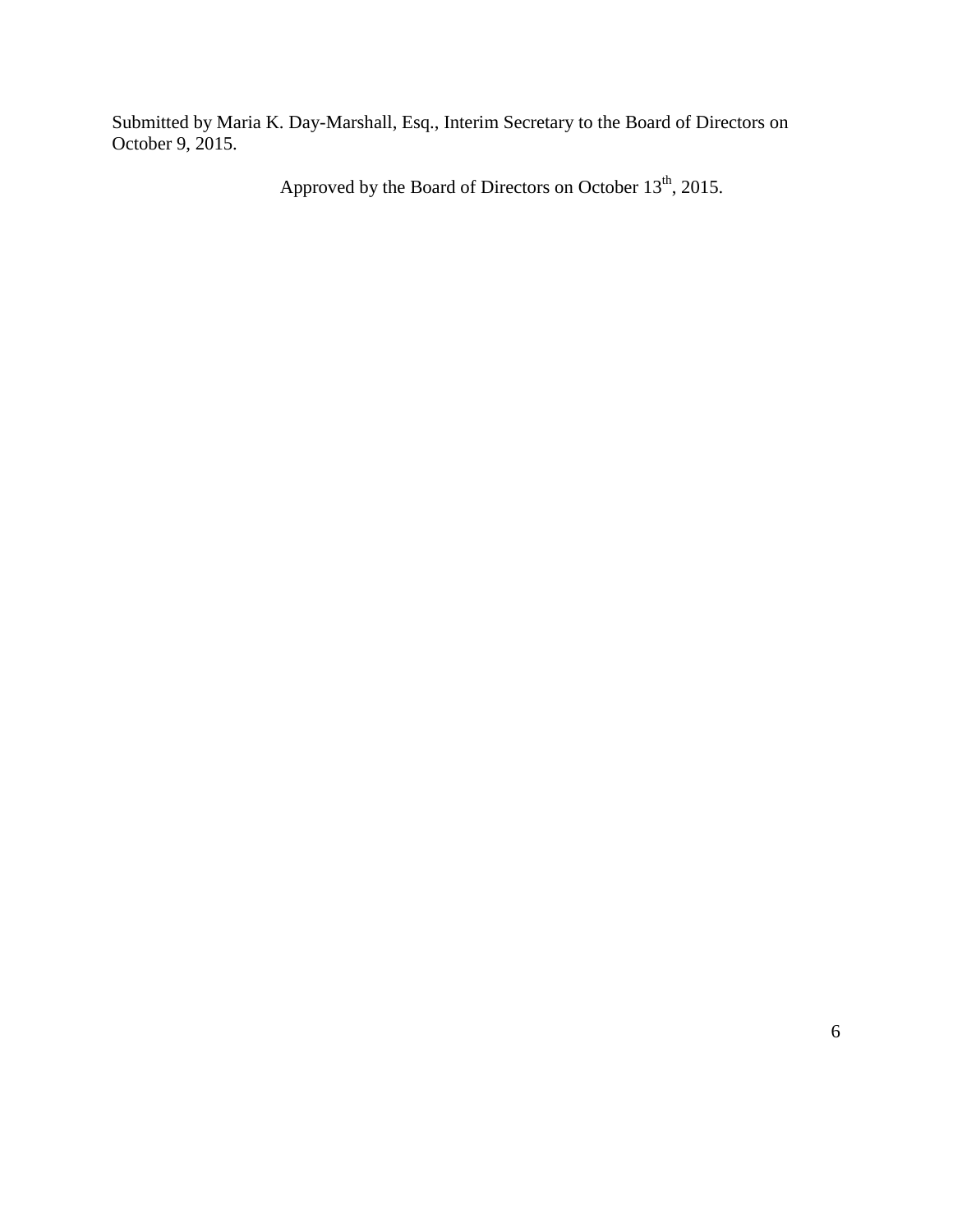Submitted by Maria K. Day-Marshall, Esq., Interim Secretary to the Board of Directors on October 9, 2015.

Approved by the Board of Directors on October 13th, 2015.